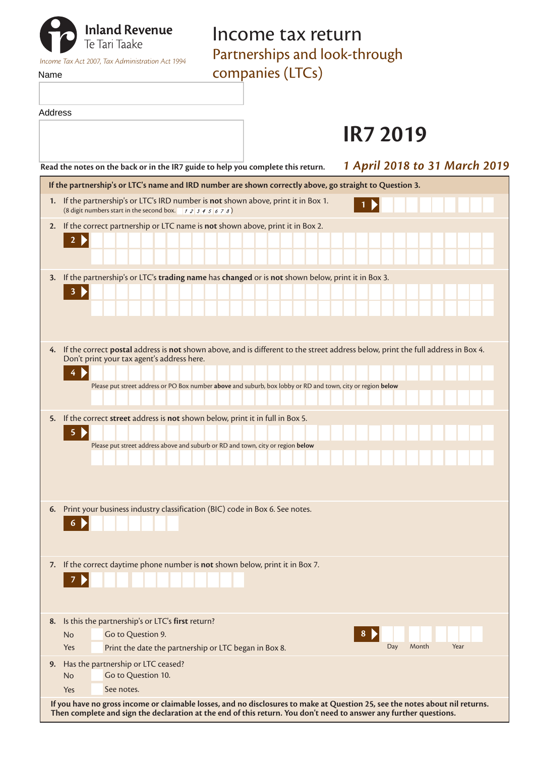**Inland Revenue**
Te Tari Taake

*Income Tax Act 2007, Tax Administration Act 1994*

# Income tax return

## Partnerships and look-through companies (LTCs)

Name

Address

# IR7 2019

**Read the notes on the back or in the IR7 guide to help you complete this return.**

***1 April 2018 to 31 March 2019***

**If the partnership's or LTC's name and IRD number are shown correctly above, go straight to Question 3.**

1. If the partnership's or LTC's IRD number is **not** shown above, print it in Box 1.
(8 digit numbers start in the second box. *1 2 3 4 5 6 7 8*)
**1**

2. If the correct partnership or LTC name is **not** shown above, print it in Box 2.
**2**

3. If the partnership's or LTC's **trading name** has **changed** or is **not** shown below, print it in Box 3.
**3**

4. If the correct **postal** address is **not** shown above, and is different to the street address below, print the full address in Box 4. Don't print your tax agent's address here.
**4**
Please put street address or PO Box number **above** and suburb, box lobby or RD and town, city or region **below**

5. If the correct **street** address is **not** shown below, print it in full in Box 5.
**5**
Please put street address above and suburb or RD and town, city or region **below**

6. Print your business industry classification (BIC) code in Box 6. See notes.
**6**

7. If the correct daytime phone number is **not** shown below, print it in Box 7.
**7**

8. Is this the partnership's or LTC's **first** return?
No — Go to Question 9.
Yes — Print the date the partnership or LTC began in Box 8.
**8** Day Month Year

9. Has the partnership or LTC ceased?
No — Go to Question 10.
Yes — See notes.

**If you have no gross income or claimable losses, and no disclosures to make at Question 25, see the notes about nil returns. Then complete and sign the declaration at the end of this return. You don't need to answer any further questions.**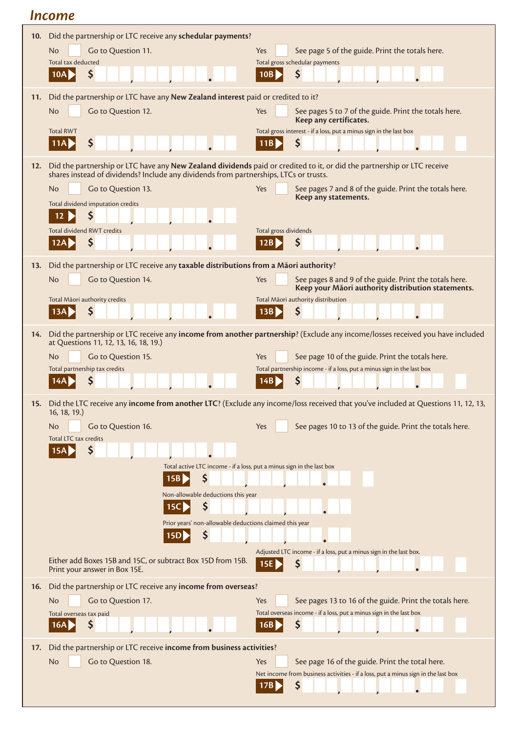## Income

**10.** Did the partnership or LTC receive any **schedular payments**?

No ☐ Go to Question 11.

Yes ☐ See page 5 of the guide. Print the totals here.

Total tax deducted **10A** $ ___,___,___.__

Total gross schedular payments **10B** $ ___,___,___.__

**11.** Did the partnership or LTC have any **New Zealand interest** paid or credited to it?

No ☐ Go to Question 12.

Yes ☐ See pages 5 to 7 of the guide. Print the totals here. **Keep any certificates.**

Total RWT **11A** $ ___,___,___.__

Total gross interest - if a loss, put a minus sign in the last box **11B** $ ___,___,___.__ ☐

**12.** Did the partnership or LTC have any **New Zealand dividends** paid or credited to it, or did the partnership or LTC receive shares instead of dividends? Include any dividends from partnerships, LTCs or trusts.

No ☐ Go to Question 13.

Yes ☐ See pages 7 and 8 of the guide. Print the totals here. **Keep any statements.**

Total dividend imputation credits **12** $ ___,___,___.__

Total dividend RWT credits **12A** $ ___,___,___.__

Total gross dividends **12B** $ ___,___,___.__

**13.** Did the partnership or LTC receive any **taxable distributions from a Māori authority**?

No ☐ Go to Question 14.

Yes ☐ See pages 8 and 9 of the guide. Print the totals here. **Keep your Māori authority distribution statements.**

Total Māori authority credits **13A** $ ___,___,___.__

Total Māori authority distribution **13B** $ ___,___,___.__

**14.** Did the partnership or LTC receive any **income from another partnership**? (Exclude any income/losses received you have included at Questions 11, 12, 13, 16, 18, 19.)

No ☐ Go to Question 15.

Yes ☐ See page 10 of the guide. Print the totals here.

Total partnership tax credits **14A** $ ___,___,___.__

Total partnership income - if a loss, put a minus sign in the last box **14B** $ ___,___,___.__ ☐

**15.** Did the LTC receive any **income from another LTC**? (Exclude any income/loss received that you've included at Questions 11, 12, 13, 16, 18, 19.)

No ☐ Go to Question 16.

Yes ☐ See pages 10 to 13 of the guide. Print the totals here.

Total LTC tax credits **15A** $ ___,___,___.__

Total active LTC income - if a loss, put a minus sign in the last box **15B** $ ___,___,___.__ ☐

Non-allowable deductions this year **15C** $ ___,___,___.__

Prior years' non-allowable deductions claimed this year **15D** $ ___,___,___.__

Either add Boxes 15B and 15C, or subtract Box 15D from 15B. Print your answer in Box 15E.

Adjusted LTC income - if a loss, put a minus sign in the last box. **15E** $ ___,___,___.__ ☐

**16.** Did the partnership or LTC receive any **income from overseas**?

No ☐ Go to Question 17.

Yes ☐ See pages 13 to 16 of the guide. Print the totals here.

Total overseas tax paid **16A** $ ___,___,___.__

Total overseas income - if a loss, put a minus sign in the last box **16B** $ ___,___,___.__ ☐

**17.** Did the partnership or LTC receive **income from business activities**?

No ☐ Go to Question 18.

Yes ☐ See page 16 of the guide. Print the total here.

Net income from business activities - if a loss, put a minus sign in the last box **17B** $ ___,___,___.__ ☐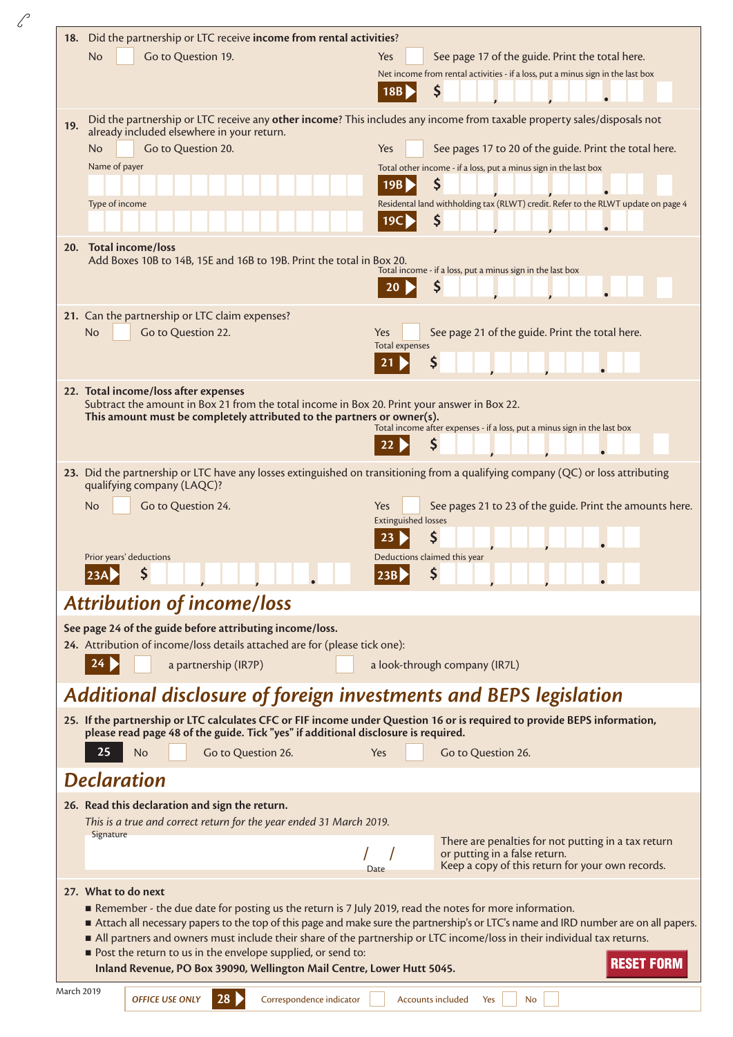**18.** Did the partnership or LTC receive **income from rental activities**?

No ☐ Go to Question 19.

Yes ☐ See page 17 of the guide. Print the total here.

Net income from rental activities - if a loss, put a minus sign in the last box

**18B** $ ___,___,___.__

**19.** Did the partnership or LTC receive any **other income**? This includes any income from taxable property sales/disposals not already included elsewhere in your return.

No ☐ Go to Question 20.

Yes ☐ See pages 17 to 20 of the guide. Print the total here.

Name of payer

Total other income - if a loss, put a minus sign in the last box

**19B** $ ___,___,___.__

Type of income

Residental land withholding tax (RLWT) credit. Refer to the RLWT update on page 4

**19C** $ ___,___,___.__

**20. Total income/loss**

Add Boxes 10B to 14B, 15E and 16B to 19B. Print the total in Box 20.

Total income - if a loss, put a minus sign in the last box

**20** $ ___,___,___.__

**21.** Can the partnership or LTC claim expenses?

No ☐ Go to Question 22.

Yes ☐ See page 21 of the guide. Print the total here.

Total expenses

**21** $ ___,___,___.__

**22. Total income/loss after expenses**

Subtract the amount in Box 21 from the total income in Box 20. Print your answer in Box 22.

**This amount must be completely attributed to the partners or owner(s).**

Total income after expenses - if a loss, put a minus sign in the last box

**22** $ ___,___,___.__

**23.** Did the partnership or LTC have any losses extinguished on transitioning from a qualifying company (QC) or loss attributing qualifying company (LAQC)?

No ☐ Go to Question 24.

Yes ☐ See pages 21 to 23 of the guide. Print the amounts here.

Extinguished losses

**23** $ ___,___,___.__

Prior years' deductions

**23A** $ ___,___,___.__

Deductions claimed this year

**23B** $ ___,___,___.__

## Attribution of income/loss

**See page 24 of the guide before attributing income/loss.**

**24.** Attribution of income/loss details attached are for (please tick one):

**24** ☐ a partnership (IR7P) ☐ a look-through company (IR7L)

## Additional disclosure of foreign investments and BEPS legislation

**25. If the partnership or LTC calculates CFC or FIF income under Question 16 or is required to provide BEPS information, please read page 48 of the guide. Tick "yes" if additional disclosure is required.**

**25** No ☐ Go to Question 26. Yes ☐ Go to Question 26.

## Declaration

**26. Read this declaration and sign the return.**

*This is a true and correct return for the year ended 31 March 2019.*

Signature

Date ___ / ___ / ___

There are penalties for not putting in a tax return or putting in a false return.
Keep a copy of this return for your own records.

**27. What to do next**

- Remember - the due date for posting us the return is 7 July 2019, read the notes for more information.
- Attach all necessary papers to the top of this page and make sure the partnership's or LTC's name and IRD number are on all papers.
- All partners and owners must include their share of the partnership or LTC income/loss in their individual tax returns.
- Post the return to us in the envelope supplied, or send to:
  **Inland Revenue, PO Box 39090, Wellington Mail Centre, Lower Hutt 5045.**

RESET FORM

March 2019

*OFFICE USE ONLY* **28** Correspondence indicator ☐ Accounts included Yes ☐ No ☐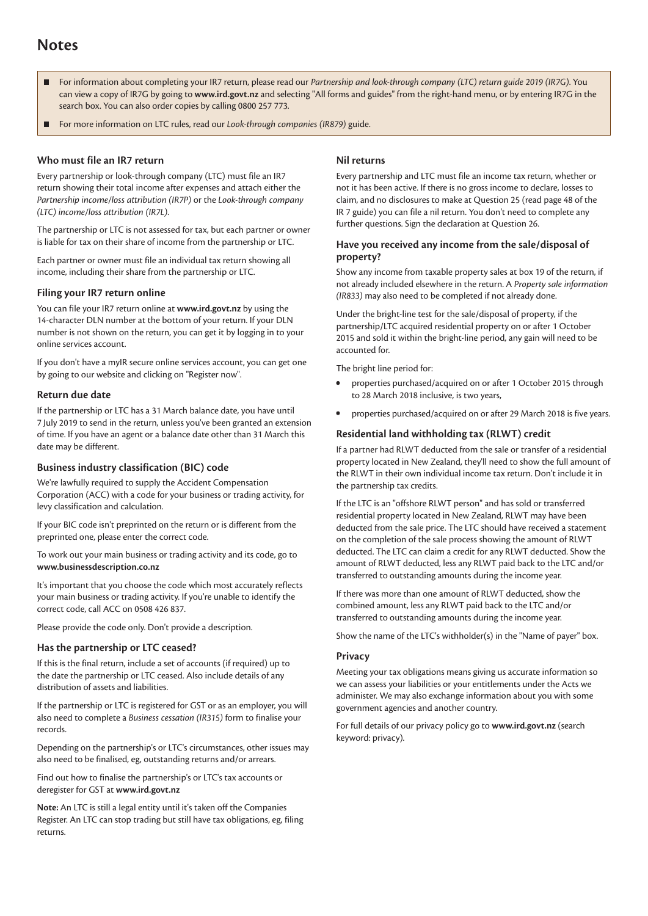# Notes

- For information about completing your IR7 return, please read our *Partnership and look-through company (LTC) return guide 2019 (IR7G)*. You can view a copy of IR7G by going to **www.ird.govt.nz** and selecting "All forms and guides" from the right-hand menu, or by entering IR7G in the search box. You can also order copies by calling 0800 257 773.
- For more information on LTC rules, read our *Look-through companies (IR879)* guide.

### Who must file an IR7 return

Every partnership or look-through company (LTC) must file an IR7 return showing their total income after expenses and attach either the *Partnership income/loss attribution (IR7P)* or the *Look-through company (LTC) income/loss attribution (IR7L)*.

The partnership or LTC is not assessed for tax, but each partner or owner is liable for tax on their share of income from the partnership or LTC.

Each partner or owner must file an individual tax return showing all income, including their share from the partnership or LTC.

### Filing your IR7 return online

You can file your IR7 return online at **www.ird.govt.nz** by using the 14-character DLN number at the bottom of your return. If your DLN number is not shown on the return, you can get it by logging in to your online services account.

If you don't have a myIR secure online services account, you can get one by going to our website and clicking on "Register now".

### Return due date

If the partnership or LTC has a 31 March balance date, you have until 7 July 2019 to send in the return, unless you've been granted an extension of time. If you have an agent or a balance date other than 31 March this date may be different.

### Business industry classification (BIC) code

We're lawfully required to supply the Accident Compensation Corporation (ACC) with a code for your business or trading activity, for levy classification and calculation.

If your BIC code isn't preprinted on the return or is different from the preprinted one, please enter the correct code.

To work out your main business or trading activity and its code, go to **www.businessdescription.co.nz**

It's important that you choose the code which most accurately reflects your main business or trading activity. If you're unable to identify the correct code, call ACC on 0508 426 837.

Please provide the code only. Don't provide a description.

### Has the partnership or LTC ceased?

If this is the final return, include a set of accounts (if required) up to the date the partnership or LTC ceased. Also include details of any distribution of assets and liabilities.

If the partnership or LTC is registered for GST or as an employer, you will also need to complete a *Business cessation (IR315)* form to finalise your records.

Depending on the partnership's or LTC's circumstances, other issues may also need to be finalised, eg, outstanding returns and/or arrears.

Find out how to finalise the partnership's or LTC's tax accounts or deregister for GST at **www.ird.govt.nz**

**Note:** An LTC is still a legal entity until it's taken off the Companies Register. An LTC can stop trading but still have tax obligations, eg, filing returns.

### Nil returns

Every partnership and LTC must file an income tax return, whether or not it has been active. If there is no gross income to declare, losses to claim, and no disclosures to make at Question 25 (read page 48 of the IR 7 guide) you can file a nil return. You don't need to complete any further questions. Sign the declaration at Question 26.

### Have you received any income from the sale/disposal of property?

Show any income from taxable property sales at box 19 of the return, if not already included elsewhere in the return. A *Property sale information (IR833)* may also need to be completed if not already done.

Under the bright-line test for the sale/disposal of property, if the partnership/LTC acquired residential property on or after 1 October 2015 and sold it within the bright-line period, any gain will need to be accounted for.

The bright line period for:

- properties purchased/acquired on or after 1 October 2015 through to 28 March 2018 inclusive, is two years,
- properties purchased/acquired on or after 29 March 2018 is five years.

### Residential land withholding tax (RLWT) credit

If a partner had RLWT deducted from the sale or transfer of a residential property located in New Zealand, they'll need to show the full amount of the RLWT in their own individual income tax return. Don't include it in the partnership tax credits.

If the LTC is an "offshore RLWT person" and has sold or transferred residential property located in New Zealand, RLWT may have been deducted from the sale price. The LTC should have received a statement on the completion of the sale process showing the amount of RLWT deducted. The LTC can claim a credit for any RLWT deducted. Show the amount of RLWT deducted, less any RLWT paid back to the LTC and/or transferred to outstanding amounts during the income year.

If there was more than one amount of RLWT deducted, show the combined amount, less any RLWT paid back to the LTC and/or transferred to outstanding amounts during the income year.

Show the name of the LTC's withholder(s) in the "Name of payer" box.

### Privacy

Meeting your tax obligations means giving us accurate information so we can assess your liabilities or your entitlements under the Acts we administer. We may also exchange information about you with some government agencies and another country.

For full details of our privacy policy go to **www.ird.govt.nz** (search keyword: privacy).